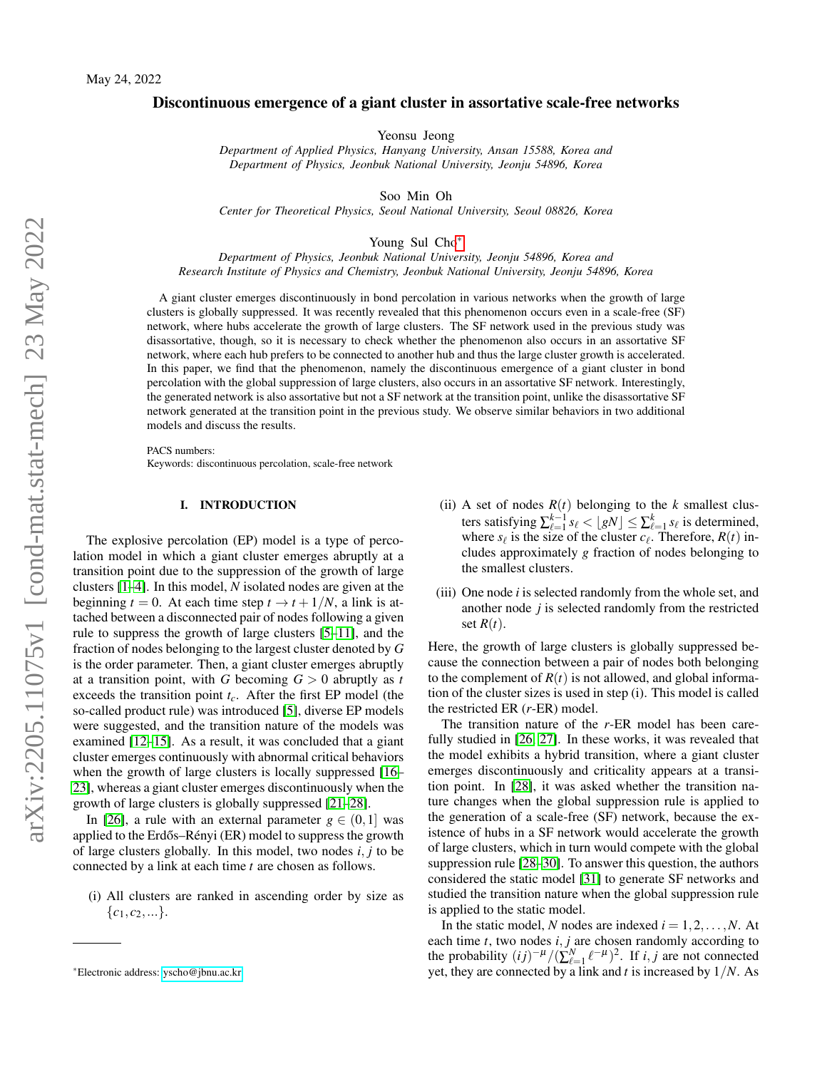May 24, 2022

# Discontinuous emergence of a giant cluster in assortative scale-free networks

Yeonsu Jeong

*Department of Applied Physics, Hanyang University, Ansan 15588, Korea and Department of Physics, Jeonbuk National University, Jeonju 54896, Korea*

Soo Min Oh

*Center for Theoretical Physics, Seoul National University, Seoul 08826, Korea*

Young Sul Cho*

*Department of Physics, Jeonbuk National University, Jeonju 54896, Korea and Research Institute of Physics and Chemistry, Jeonbuk National University, Jeonju 54896, Korea*

A giant cluster emerges discontinuously in bond percolation in various networks when the growth of large clusters is globally suppressed. It was recently revealed that this phenomenon occurs even in a scale-free (SF) network, where hubs accelerate the growth of large clusters. The SF network used in the previous study was disassortative, though, so it is necessary to check whether the phenomenon also occurs in an assortative SF network, where each hub prefers to be connected to another hub and thus the large cluster growth is accelerated. In this paper, we find that the phenomenon, namely the discontinuous emergence of a giant cluster in bond percolation with the global suppression of large clusters, also occurs in an assortative SF network. Interestingly, the generated network is also assortative but not a SF network at the transition point, unlike the disassortative SF network generated at the transition point in the previous study. We observe similar behaviors in two additional models and discuss the results.

PACS numbers:
Keywords: discontinuous percolation, scale-free network

## I. INTRODUCTION

The explosive percolation (EP) model is a type of percolation model in which a giant cluster emerges abruptly at a transition point due to the suppression of the growth of large clusters [1–4]. In this model, $N$ isolated nodes are given at the beginning $t = 0$. At each time step $t \to t + 1/N$, a link is attached between a disconnected pair of nodes following a given rule to suppress the growth of large clusters [5–11], and the fraction of nodes belonging to the largest cluster denoted by $G$ is the order parameter. Then, a giant cluster emerges abruptly at a transition point, with $G$ becoming $G > 0$ abruptly as $t$ exceeds the transition point $t_c$. After the first EP model (the so-called product rule) was introduced [5], diverse EP models were suggested, and the transition nature of the models was examined [12–15]. As a result, it was concluded that a giant cluster emerges continuously with abnormal critical behaviors when the growth of large clusters is locally suppressed [16–23], whereas a giant cluster emerges discontinuously when the growth of large clusters is globally suppressed [21–28].

In [26], a rule with an external parameter $g \in (0, 1]$ was applied to the Erdős–Rényi (ER) model to suppress the growth of large clusters globally. In this model, two nodes $i, j$ to be connected by a link at each time $t$ are chosen as follows.

(i) All clusters are ranked in ascending order by size as $\{c_1, c_2, ...\}$.

(ii) A set of nodes $R(t)$ belonging to the $k$ smallest clusters satisfying $\sum_{\ell=1}^{k-1} s_\ell < \lfloor gN \rfloor \leq \sum_{\ell=1}^{k} s_\ell$ is determined, where $s_\ell$ is the size of the cluster $c_\ell$. Therefore, $R(t)$ includes approximately $g$ fraction of nodes belonging to the smallest clusters.

(iii) One node $i$ is selected randomly from the whole set, and another node $j$ is selected randomly from the restricted set $R(t)$.

Here, the growth of large clusters is globally suppressed because the connection between a pair of nodes belonging to the complement of $R(t)$ is not allowed, and global information of the cluster sizes is used in step (i). This model is called the restricted ER ($r$-ER) model.

The transition nature of the $r$-ER model has been carefully studied in [26, 27]. In these works, it was revealed that the model exhibits a hybrid transition, where a giant cluster emerges discontinuously and criticality appears at a transition point. In [28], it was asked whether the transition nature changes when the global suppression rule is applied to the generation of a scale-free (SF) network, because the existence of hubs in a SF network would accelerate the growth of large clusters, which in turn would compete with the global suppression rule [28–30]. To answer this question, the authors considered the static model [31] to generate SF networks and studied the transition nature when the global suppression rule is applied to the static model.

In the static model, $N$ nodes are indexed $i = 1, 2, \ldots, N$. At each time $t$, two nodes $i, j$ are chosen randomly according to the probability $(ij)^{-\mu} / (\sum_{\ell=1}^{N} \ell^{-\mu})^2$. If $i, j$ are not connected yet, they are connected by a link and $t$ is increased by $1/N$. As

*Electronic address: yscho@jbnu.ac.kr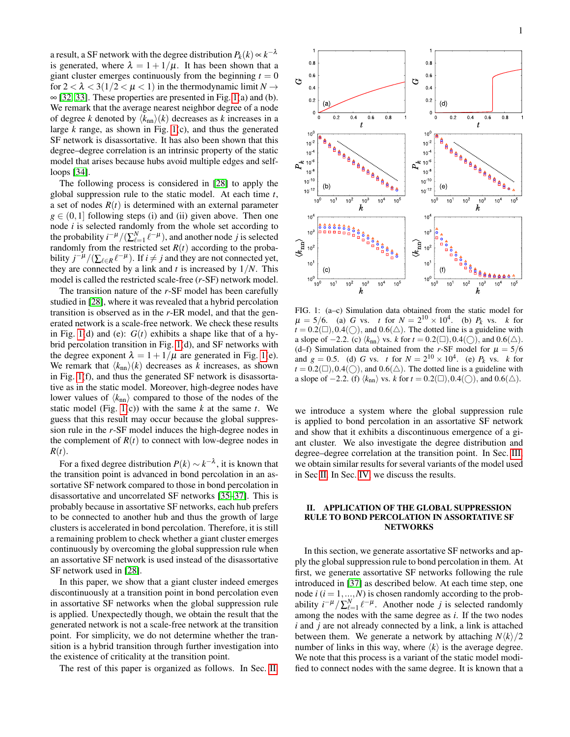a result, a SF network with the degree distribution $P_k(k) \propto k^{-\lambda}$ is generated, where $\lambda = 1 + 1/\mu$. It has been shown that a giant cluster emerges continuously from the beginning $t = 0$ for $2 < \lambda < 3$ $(1/2 < \mu < 1)$ in the thermodynamic limit $N \to \infty$ [32, 33]. These properties are presented in Fig. 1(a) and (b). We remark that the average nearest neighbor degree of a node of degree $k$ denoted by $\langle k_{\rm nn}\rangle(k)$ decreases as $k$ increases in a large $k$ range, as shown in Fig. 1(c), and thus the generated SF network is disassortative. It has also been shown that this degree–degree correlation is an intrinsic property of the static model that arises because hubs avoid multiple edges and self-loops [34].

The following process is considered in [28] to apply the global suppression rule to the static model. At each time $t$, a set of nodes $R(t)$ is determined with an external parameter $g \in (0, 1]$ following steps (i) and (ii) given above. Then one node $i$ is selected randomly from the whole set according to the probability $i^{-\mu}/(\sum_{\ell=1}^{N} \ell^{-\mu})$, and another node $j$ is selected randomly from the restricted set $R(t)$ according to the probability $j^{-\mu}/(\sum_{\ell\in R} \ell^{-\mu})$. If $i \neq j$ and they are not connected yet, they are connected by a link and $t$ is increased by $1/N$. This model is called the restricted scale-free ($r$-SF) network model.

The transition nature of the $r$-SF model has been carefully studied in [28], where it was revealed that a hybrid percolation transition is observed as in the $r$-ER model, and that the generated network is a scale-free network. We check these results in Fig. 1(d) and (e): $G(t)$ exhibits a shape like that of a hybrid percolation transition in Fig. 1(d), and SF networks with the degree exponent $\lambda = 1 + 1/\mu$ are generated in Fig. 1(e). We remark that $\langle k_{\rm nn}\rangle(k)$ decreases as $k$ increases, as shown in Fig. 1(f), and thus the generated SF network is disassortative as in the static model. Moreover, high-degree nodes have lower values of $\langle k_{\rm nn}\rangle$ compared to those of the nodes of the static model (Fig. 1(c)) with the same $k$ at the same $t$. We guess that this result may occur because the global suppression rule in the $r$-SF model induces the high-degree nodes in the complement of $R(t)$ to connect with low-degree nodes in $R(t)$.

For a fixed degree distribution $P(k) \sim k^{-\lambda}$, it is known that the transition point is advanced in bond percolation in an assortative SF network compared to those in bond percolation in disassortative and uncorrelated SF networks [35–37]. This is probably because in assortative SF networks, each hub prefers to be connected to another hub and thus the growth of large clusters is accelerated in bond percolation. Therefore, it is still a remaining problem to check whether a giant cluster emerges continuously by overcoming the global suppression rule when an assortative SF network is used instead of the disassortative SF network used in [28].

In this paper, we show that a giant cluster indeed emerges discontinuously at a transition point in bond percolation even in assortative SF networks when the global suppression rule is applied. Unexpectedly though, we obtain the result that the generated network is not a scale-free network at the transition point. For simplicity, we do not determine whether the transition is a hybrid transition through further investigation into the existence of criticality at the transition point.

The rest of this paper is organized as follows. In Sec. II, we introduce a system where the global suppression rule is applied to bond percolation in an assortative SF network and show that it exhibits a discontinuous emergence of a giant cluster. We also investigate the degree distribution and degree–degree correlation at the transition point. In Sec. III, we obtain similar results for several variants of the model used in Sec II. In Sec. IV, we discuss the results.

FIG. 1: (a–c) Simulation data obtained from the static model for $\mu = 5/6$. (a) $G$ vs. $t$ for $N = 2^{10} \times 10^4$. (b) $P_k$ vs. $k$ for $t = 0.2(\square), 0.4(\bigcirc)$, and $0.6(\triangle)$. The dotted line is a guideline with a slope of $-2.2$. (c) $\langle k_{\rm nn}\rangle$ vs. $k$ for $t = 0.2(\square), 0.4(\bigcirc)$, and $0.6(\triangle)$. (d–f) Simulation data obtained from the $r$-SF model for $\mu = 5/6$ and $g = 0.5$. (d) $G$ vs. $t$ for $N = 2^{10} \times 10^4$. (e) $P_k$ vs. $k$ for $t = 0.2(\square), 0.4(\bigcirc)$, and $0.6(\triangle)$. The dotted line is a guideline with a slope of $-2.2$. (f) $\langle k_{\rm nn}\rangle$ vs. $k$ for $t = 0.2(\square), 0.4(\bigcirc)$, and $0.6(\triangle)$.

## II. APPLICATION OF THE GLOBAL SUPPRESSION RULE TO BOND PERCOLATION IN ASSORTATIVE SF NETWORKS

In this section, we generate assortative SF networks and apply the global suppression rule to bond percolation in them. At first, we generate assortative SF networks following the rule introduced in [37] as described below. At each time step, one node $i$ $(i = 1, \ldots, N)$ is chosen randomly according to the probability $i^{-\mu}/\sum_{\ell=1}^{N} \ell^{-\mu}$. Another node $j$ is selected randomly among the nodes with the same degree as $i$. If the two nodes $i$ and $j$ are not already connected by a link, a link is attached between them. We generate a network by attaching $N\langle k\rangle/2$ number of links in this way, where $\langle k\rangle$ is the average degree. We note that this process is a variant of the static model modified to connect nodes with the same degree. It is known that a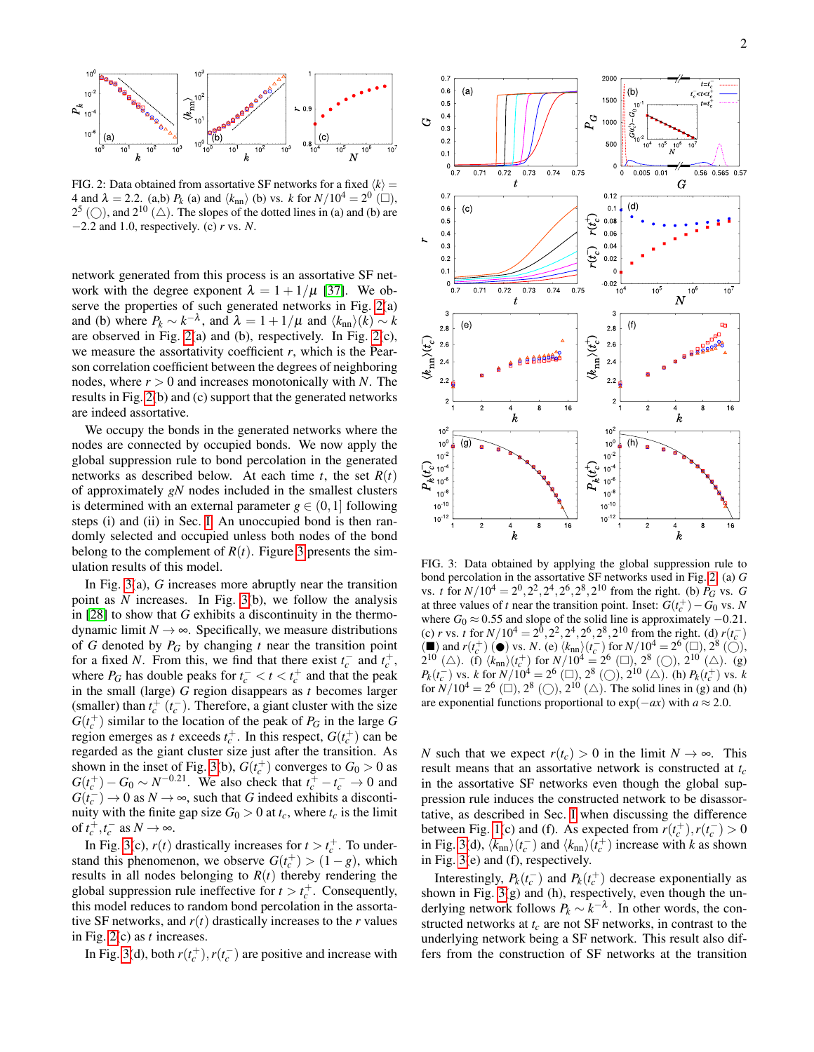FIG. 2: Data obtained from assortative SF networks for a fixed $\langle k \rangle = 4$ and $\lambda = 2.2$. (a,b) $P_k$ (a) and $\langle k_{\rm nn} \rangle$ (b) vs. $k$ for $N/10^4 = 2^0$ (□), $2^5$ (○), and $2^{10}$ (△). The slopes of the dotted lines in (a) and (b) are $-2.2$ and 1.0, respectively. (c) $r$ vs. $N$.

network generated from this process is an assortative SF network with the degree exponent $\lambda = 1 + 1/\mu$ [37]. We observe the properties of such generated networks in Fig. 2(a) and (b) where $P_k \sim k^{-\lambda}$, and $\lambda = 1 + 1/\mu$ and $\langle k_{\rm nn} \rangle(k) \sim k$ are observed in Fig. 2(a) and (b), respectively. In Fig. 2(c), we measure the assortativity coefficient $r$, which is the Pearson correlation coefficient between the degrees of neighboring nodes, where $r > 0$ and increases monotonically with $N$. The results in Fig. 2(b) and (c) support that the generated networks are indeed assortative.

We occupy the bonds in the generated networks where the nodes are connected by occupied bonds. We now apply the global suppression rule to bond percolation in the generated networks as described below. At each time $t$, the set $R(t)$ of approximately $gN$ nodes included in the smallest clusters is determined with an external parameter $g \in (0, 1]$ following steps (i) and (ii) in Sec. I. An unoccupied bond is then randomly selected and occupied unless both nodes of the bond belong to the complement of $R(t)$. Figure 3 presents the simulation results of this model.

In Fig. 3(a), $G$ increases more abruptly near the transition point as $N$ increases. In Fig. 3(b), we follow the analysis in [28] to show that $G$ exhibits a discontinuity in the thermodynamic limit $N \to \infty$. Specifically, we measure distributions of $G$ denoted by $P_G$ by changing $t$ near the transition point for a fixed $N$. From this, we find that there exist $t_c^-$ and $t_c^+$, where $P_G$ has double peaks for $t_c^- < t < t_c^+$ and that the peak in the small (large) $G$ region disappears as $t$ becomes larger (smaller) than $t_c^+$ ($t_c^-$). Therefore, a giant cluster with the size $G(t_c^+)$ similar to the location of the peak of $P_G$ in the large $G$ region emerges as $t$ exceeds $t_c^+$. In this respect, $G(t_c^+)$ can be regarded as the giant cluster size just after the transition. As shown in the inset of Fig. 3(b), $G(t_c^+)$ converges to $G_0 > 0$ as $G(t_c^+) - G_0 \sim N^{-0.21}$. We also check that $t_c^+ - t_c^- \to 0$ and $G(t_c^-) \to 0$ as $N \to \infty$, such that $G$ indeed exhibits a discontinuity with the finite gap size $G_0 > 0$ at $t_c$, where $t_c$ is the limit of $t_c^+, t_c^-$ as $N \to \infty$.

In Fig. 3(c), $r(t)$ drastically increases for $t > t_c^+$. To understand this phenomenon, we observe $G(t_c^+) > (1 - g)$, which results in all nodes belonging to $R(t)$ thereby rendering the global suppression rule ineffective for $t > t_c^+$. Consequently, this model reduces to random bond percolation in the assortative SF networks, and $r(t)$ drastically increases to the $r$ values in Fig. 2(c) as $t$ increases.

In Fig. 3(d), both $r(t_c^+), r(t_c^-)$ are positive and increase with $N$ such that we expect $r(t_c) > 0$ in the limit $N \to \infty$. This result means that an assortative network is constructed at $t_c$ in the assortative SF networks even though the global suppression rule induces the constructed network to be disassortative, as described in Sec. I when discussing the difference between Fig. 1(c) and (f). As expected from $r(t_c^+), r(t_c^-) > 0$ in Fig. 3(d), $\langle k_{\rm nn} \rangle(t_c^-)$ and $\langle k_{\rm nn} \rangle(t_c^+)$ increase with $k$ as shown in Fig. 3(e) and (f), respectively.

Interestingly, $P_k(t_c^-)$ and $P_k(t_c^+)$ decrease exponentially as shown in Fig. 3(g) and (h), respectively, even though the underlying network follows $P_k \sim k^{-\lambda}$. In other words, the constructed networks at $t_c$ are not SF networks, in contrast to the underlying network being a SF network. This result also differs from the construction of SF networks at the transition

FIG. 3: Data obtained by applying the global suppression rule to bond percolation in the assortative SF networks used in Fig. 2. (a) $G$ vs. $t$ for $N/10^4 = 2^0, 2^2, 2^4, 2^6, 2^8, 2^{10}$ from the right. (b) $P_G$ vs. $G$ at three values of $t$ near the transition point. Inset: $G(t_c^+) - G_0$ vs. $N$ where $G_0 \approx 0.55$ and slope of the solid line is approximately $-0.21$. (c) $r$ vs. $t$ for $N/10^4 = 2^0, 2^2, 2^4, 2^6, 2^8, 2^{10}$ from the right. (d) $r(t_c^-)$ (■) and $r(t_c^+)$ (●) vs. $N$. (e) $\langle k_{\rm nn} \rangle(t_c^-)$ for $N/10^4 = 2^6$ (□), $2^8$ (○), $2^{10}$ (△). (f) $\langle k_{\rm nn} \rangle(t_c^+)$ for $N/10^4 = 2^6$ (□), $2^8$ (○), $2^{10}$ (△). (g) $P_k(t_c^-)$ vs. $k$ for $N/10^4 = 2^6$ (□), $2^8$ (○), $2^{10}$ (△). (h) $P_k(t_c^+)$ vs. $k$ for $N/10^4 = 2^6$ (□), $2^8$ (○), $2^{10}$ (△). The solid lines in (g) and (h) are exponential functions proportional to $\exp(-ax)$ with $a \approx 2.0$.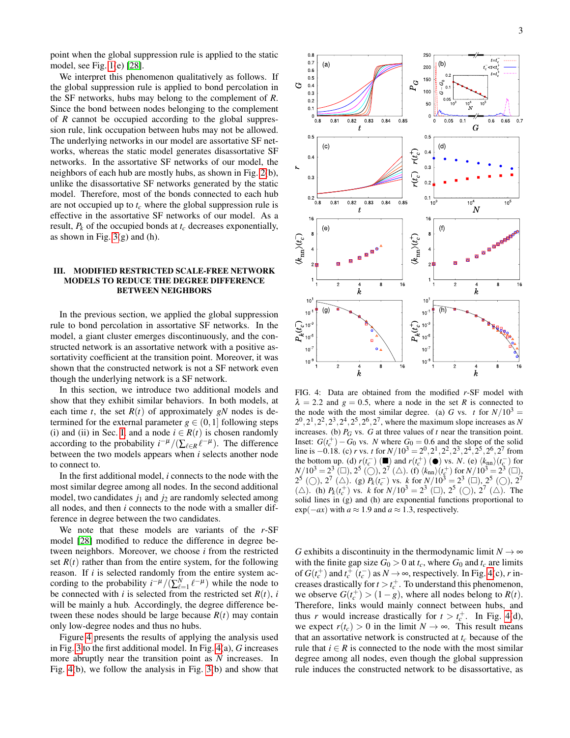point when the global suppression rule is applied to the static model, see Fig. 1(e) [28].

We interpret this phenomenon qualitatively as follows. If the global suppression rule is applied to bond percolation in the SF networks, hubs may belong to the complement of $R$. Since the bond between nodes belonging to the complement of $R$ cannot be occupied according to the global suppression rule, link occupation between hubs may not be allowed. The underlying networks in our model are assortative SF networks, whereas the static model generates disassortative SF networks. In the assortative SF networks of our model, the neighbors of each hub are mostly hubs, as shown in Fig. 2(b), unlike the disassortative SF networks generated by the static model. Therefore, most of the bonds connected to each hub are not occupied up to $t_c$ where the global suppression rule is effective in the assortative SF networks of our model. As a result, $P_k$ of the occupied bonds at $t_c$ decreases exponentially, as shown in Fig. 3(g) and (h).

## III. MODIFIED RESTRICTED SCALE-FREE NETWORK MODELS TO REDUCE THE DEGREE DIFFERENCE BETWEEN NEIGHBORS

In the previous section, we applied the global suppression rule to bond percolation in assortative SF networks. In the model, a giant cluster emerges discontinuously, and the constructed network is an assortative network with a positive assortativity coefficient at the transition point. Moreover, it was shown that the constructed network is not a SF network even though the underlying network is a SF network.

In this section, we introduce two additional models and show that they exhibit similar behaviors. In both models, at each time $t$, the set $R(t)$ of approximately $gN$ nodes is determined for the external parameter $g \in (0,1]$ following steps (i) and (ii) in Sec. II and a node $i \in R(t)$ is chosen randomly according to the probability $i^{-\mu}/(\sum_{\ell\in R}\ell^{-\mu})$. The difference between the two models appears when $i$ selects another node to connect to.

In the first additional model, $i$ connects to the node with the most similar degree among all nodes. In the second additional model, two candidates $j_1$ and $j_2$ are randomly selected among all nodes, and then $i$ connects to the node with a smaller difference in degree between the two candidates.

We note that these models are variants of the $r$-SF model [28] modified to reduce the difference in degree between neighbors. Moreover, we choose $i$ from the restricted set $R(t)$ rather than from the entire system, for the following reason. If $i$ is selected randomly from the entire system according to the probability $i^{-\mu}/(\sum_{\ell=1}^{N}\ell^{-\mu})$ while the node to be connected with $i$ is selected from the restricted set $R(t)$, $i$ will be mainly a hub. Accordingly, the degree difference between these nodes should be large because $R(t)$ may contain only low-degree nodes and thus no hubs.

Figure 4 presents the results of applying the analysis used in Fig. 3 to the first additional model. In Fig. 4(a), $G$ increases more abruptly near the transition point as $N$ increases. In Fig. 4(b), we follow the analysis in Fig. 3(b) and show that

FIG. 4: Data are obtained from the modified $r$-SF model with $\lambda = 2.2$ and $g = 0.5$, where a node in the set $R$ is connected to the node with the most similar degree. (a) $G$ vs. $t$ for $N/10^3 = 2^0, 2^1, 2^2, 2^3, 2^4, 2^5, 2^6, 2^7$, where the maximum slope increases as $N$ increases. (b) $P_G$ vs. $G$ at three values of $t$ near the transition point. Inset: $G(t_c^+) - G_0$ vs. $N$ where $G_0 = 0.6$ and the slope of the solid line is $-0.18$. (c) $r$ vs. $t$ for $N/10^3 = 2^0, 2^1, 2^2, 2^3, 2^4, 2^5, 2^6, 2^7$ from the bottom up. (d) $r(t_c^-)$ (■) and $r(t_c^+)$ (●) vs. $N$. (e) $\langle k_{\rm nn}\rangle(t_c^-)$ for $N/10^3 = 2^3$ (□), $2^5$ (○), $2^7$ (△). (f) $\langle k_{\rm nn}\rangle(t_c^+)$ for $N/10^3 = 2^3$ (□), $2^5$ (○), $2^7$ (△). (g) $P_k(t_c^-)$ vs. $k$ for $N/10^3 = 2^3$ (□), $2^5$ (○), $2^7$ (△). (h) $P_k(t_c^+)$ vs. $k$ for $N/10^3 = 2^3$ (□), $2^5$ (○), $2^7$ (△). The solid lines in (g) and (h) are exponential functions proportional to $\exp(-ax)$ with $a \approx 1.9$ and $a \approx 1.3$, respectively.

$G$ exhibits a discontinuity in the thermodynamic limit $N \to \infty$ with the finite gap size $G_0 > 0$ at $t_c$, where $G_0$ and $t_c$ are limits of $G(t_c^+)$ and $t_c^+$ $(t_c^-)$ as $N \to \infty$, respectively. In Fig. 4(c), $r$ increases drastically for $t > t_c^+$. To understand this phenomenon, we observe $G(t_c^+) > (1-g)$, where all nodes belong to $R(t)$. Therefore, links would mainly connect between hubs, and thus $r$ would increase drastically for $t > t_c^+$. In Fig. 4(d), we expect $r(t_c) > 0$ in the limit $N \to \infty$. This result means that an assortative network is constructed at $t_c$ because of the rule that $i \in R$ is connected to the node with the most similar degree among all nodes, even though the global suppression rule induces the constructed network to be disassortative, as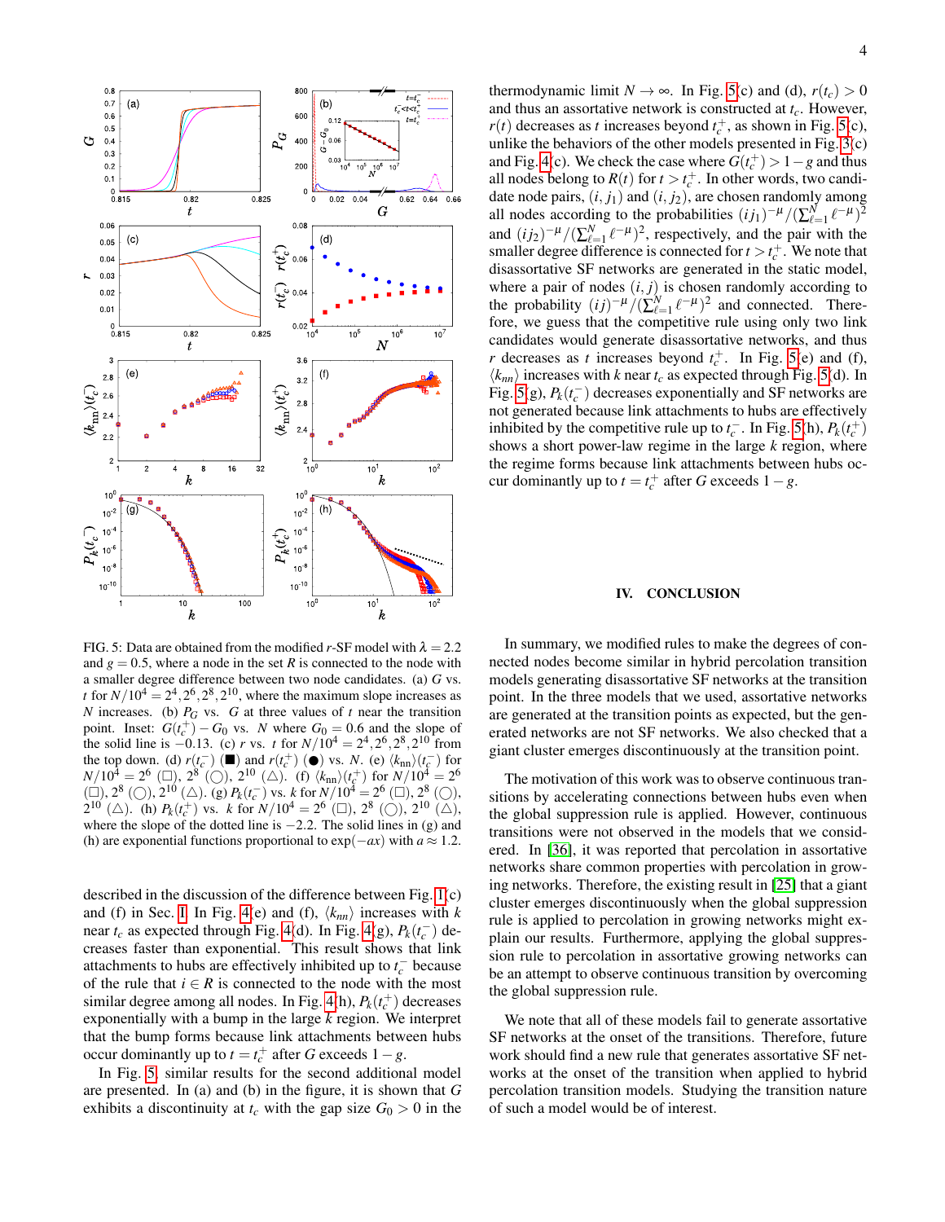FIG. 5: Data are obtained from the modified $r$-SF model with $\lambda = 2.2$ and $g = 0.5$, where a node in the set $R$ is connected to the node with a smaller degree difference between two node candidates. (a) $G$ vs. $t$ for $N/10^4 = 2^4, 2^6, 2^8, 2^{10}$, where the maximum slope increases as $N$ increases. (b) $P_G$ vs. $G$ at three values of $t$ near the transition point. Inset: $G(t_c^+) - G_0$ vs. $N$ where $G_0 = 0.6$ and the slope of the solid line is $-0.13$. (c) $r$ vs. $t$ for $N/10^4 = 2^4, 2^6, 2^8, 2^{10}$ from the top down. (d) $r(t_c^-)$ (■) and $r(t_c^+)$ (●) vs. $N$. (e) $\langle k_{\rm nn}\rangle(t_c^-)$ for $N/10^4 = 2^6$ (□), $2^8$ (○), $2^{10}$ (△). (f) $\langle k_{\rm nn}\rangle(t_c^+)$ for $N/10^4 = 2^6$ (□), $2^8$ (○), $2^{10}$ (△). (g) $P_k(t_c^-)$ vs. $k$ for $N/10^4 = 2^6$ (□), $2^8$ (○), $2^{10}$ (△). (h) $P_k(t_c^+)$ vs. $k$ for $N/10^4 = 2^6$ (□), $2^8$ (○), $2^{10}$ (△), where the slope of the dotted line is $-2.2$. The solid lines in (g) and (h) are exponential functions proportional to $\exp(-ax)$ with $a \approx 1.2$.

described in the discussion of the difference between Fig. 1(c) and (f) in Sec. I. In Fig. 4(e) and (f), $\langle k_{nn}\rangle$ increases with $k$ near $t_c$ as expected through Fig. 4(d). In Fig. 4(g), $P_k(t_c^-)$ decreases faster than exponential. This result shows that link attachments to hubs are effectively inhibited up to $t_c^-$ because of the rule that $i \in R$ is connected to the node with the most similar degree among all nodes. In Fig. 4(h), $P_k(t_c^+)$ decreases exponentially with a bump in the large $k$ region. We interpret that the bump forms because link attachments between hubs occur dominantly up to $t = t_c^+$ after $G$ exceeds $1-g$.

In Fig. 5, similar results for the second additional model are presented. In (a) and (b) in the figure, it is shown that $G$ exhibits a discontinuity at $t_c$ with the gap size $G_0 > 0$ in the thermodynamic limit $N \to \infty$. In Fig. 5(c) and (d), $r(t_c) > 0$ and thus an assortative network is constructed at $t_c$. However, $r(t)$ decreases as $t$ increases beyond $t_c^+$, as shown in Fig. 5(c), unlike the behaviors of the other models presented in Fig. 3(c) and Fig. 4(c). We check the case where $G(t_c^+) > 1-g$ and thus all nodes belong to $R(t)$ for $t > t_c^+$. In other words, two candidate node pairs, $(i, j_1)$ and $(i, j_2)$, are chosen randomly among all nodes according to the probabilities $(ij_1)^{-\mu}/(\sum_{\ell=1}^{N}\ell^{-\mu})^2$ and $(ij_2)^{-\mu}/(\sum_{\ell=1}^{N}\ell^{-\mu})^2$, respectively, and the pair with the smaller degree difference is connected for $t > t_c^+$. We note that disassortative SF networks are generated in the static model, where a pair of nodes $(i, j)$ is chosen randomly according to the probability $(ij)^{-\mu}/(\sum_{\ell=1}^{N}\ell^{-\mu})^2$ and connected. Therefore, we guess that the competitive rule using only two link candidates would generate disassortative networks, and thus $r$ decreases as $t$ increases beyond $t_c^+$. In Fig. 5(e) and (f), $\langle k_{nn}\rangle$ increases with $k$ near $t_c$ as expected through Fig. 5(d). In Fig. 5(g), $P_k(t_c^-)$ decreases exponentially and SF networks are not generated because link attachments to hubs are effectively inhibited by the competitive rule up to $t_c^-$. In Fig. 5(h), $P_k(t_c^+)$ shows a short power-law regime in the large $k$ region, where the regime forms because link attachments between hubs occur dominantly up to $t = t_c^+$ after $G$ exceeds $1-g$.

## IV. CONCLUSION

In summary, we modified rules to make the degrees of connected nodes become similar in hybrid percolation transition models generating disassortative SF networks at the transition point. In the three models that we used, assortative networks are generated at the transition points as expected, but the generated networks are not SF networks. We also checked that a giant cluster emerges discontinuously at the transition point.

The motivation of this work was to observe continuous transitions by accelerating connections between hubs even when the global suppression rule is applied. However, continuous transitions were not observed in the models that we considered. In [36], it was reported that percolation in assortative networks share common properties with percolation in growing networks. Therefore, the existing result in [25] that a giant cluster emerges discontinuously when the global suppression rule is applied to percolation in growing networks might explain our results. Furthermore, applying the global suppression rule to percolation in assortative growing networks can be an attempt to observe continuous transition by overcoming the global suppression rule.

We note that all of these models fail to generate assortative SF networks at the onset of the transitions. Therefore, future work should find a new rule that generates assortative SF networks at the onset of the transition when applied to hybrid percolation transition models. Studying the transition nature of such a model would be of interest.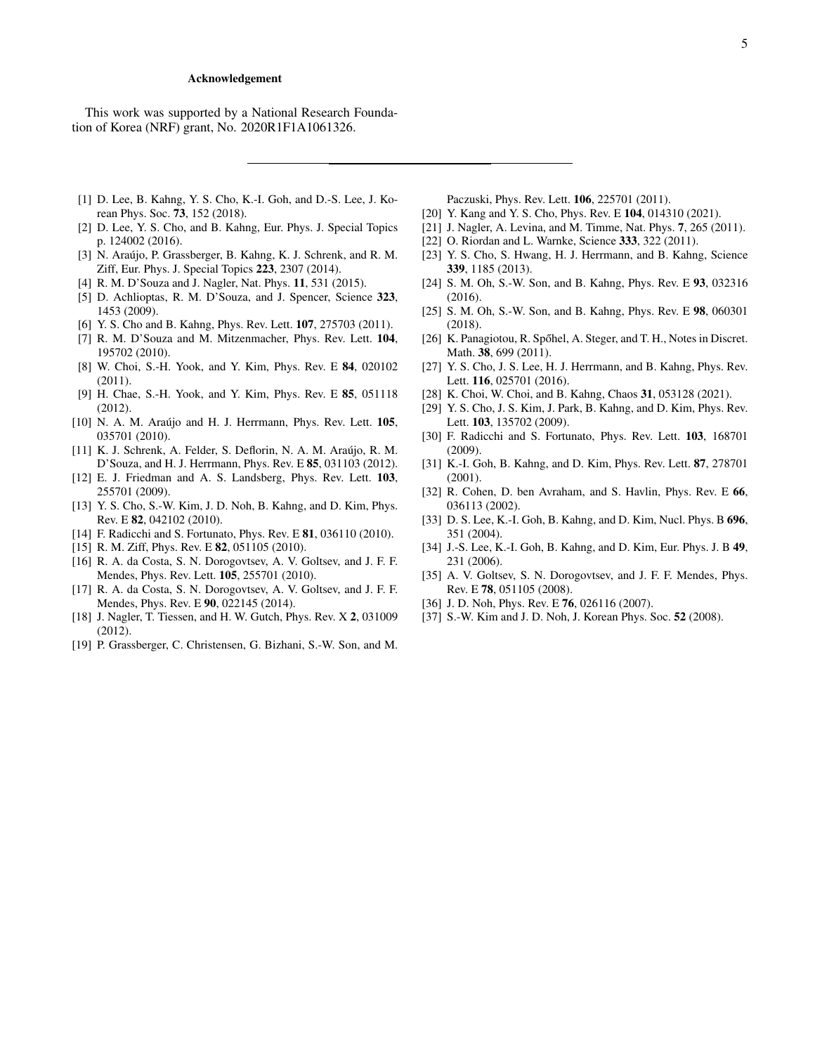### Acknowledgement

This work was supported by a National Research Foundation of Korea (NRF) grant, No. 2020R1F1A1061326.

---

[1] D. Lee, B. Kahng, Y. S. Cho, K.-I. Goh, and D.-S. Lee, J. Korean Phys. Soc. **73**, 152 (2018).

[2] D. Lee, Y. S. Cho, and B. Kahng, Eur. Phys. J. Special Topics p. 124002 (2016).

[3] N. Araújo, P. Grassberger, B. Kahng, K. J. Schrenk, and R. M. Ziff, Eur. Phys. J. Special Topics **223**, 2307 (2014).

[4] R. M. D'Souza and J. Nagler, Nat. Phys. **11**, 531 (2015).

[5] D. Achlioptas, R. M. D'Souza, and J. Spencer, Science **323**, 1453 (2009).

[6] Y. S. Cho and B. Kahng, Phys. Rev. Lett. **107**, 275703 (2011).

[7] R. M. D'Souza and M. Mitzenmacher, Phys. Rev. Lett. **104**, 195702 (2010).

[8] W. Choi, S.-H. Yook, and Y. Kim, Phys. Rev. E **84**, 020102 (2011).

[9] H. Chae, S.-H. Yook, and Y. Kim, Phys. Rev. E **85**, 051118 (2012).

[10] N. A. M. Araújo and H. J. Herrmann, Phys. Rev. Lett. **105**, 035701 (2010).

[11] K. J. Schrenk, A. Felder, S. Deflorin, N. A. M. Araújo, R. M. D'Souza, and H. J. Herrmann, Phys. Rev. E **85**, 031103 (2012).

[12] E. J. Friedman and A. S. Landsberg, Phys. Rev. Lett. **103**, 255701 (2009).

[13] Y. S. Cho, S.-W. Kim, J. D. Noh, B. Kahng, and D. Kim, Phys. Rev. E **82**, 042102 (2010).

[14] F. Radicchi and S. Fortunato, Phys. Rev. E **81**, 036110 (2010).

[15] R. M. Ziff, Phys. Rev. E **82**, 051105 (2010).

[16] R. A. da Costa, S. N. Dorogovtsev, A. V. Goltsev, and J. F. F. Mendes, Phys. Rev. Lett. **105**, 255701 (2010).

[17] R. A. da Costa, S. N. Dorogovtsev, A. V. Goltsev, and J. F. F. Mendes, Phys. Rev. E **90**, 022145 (2014).

[18] J. Nagler, T. Tiessen, and H. W. Gutch, Phys. Rev. X **2**, 031009 (2012).

[19] P. Grassberger, C. Christensen, G. Bizhani, S.-W. Son, and M. Paczuski, Phys. Rev. Lett. **106**, 225701 (2011).

[20] Y. Kang and Y. S. Cho, Phys. Rev. E **104**, 014310 (2021).

[21] J. Nagler, A. Levina, and M. Timme, Nat. Phys. **7**, 265 (2011).

[22] O. Riordan and L. Warnke, Science **333**, 322 (2011).

[23] Y. S. Cho, S. Hwang, H. J. Herrmann, and B. Kahng, Science **339**, 1185 (2013).

[24] S. M. Oh, S.-W. Son, and B. Kahng, Phys. Rev. E **93**, 032316 (2016).

[25] S. M. Oh, S.-W. Son, and B. Kahng, Phys. Rev. E **98**, 060301 (2018).

[26] K. Panagiotou, R. Spöhel, A. Steger, and T. H., Notes in Discret. Math. **38**, 699 (2011).

[27] Y. S. Cho, J. S. Lee, H. J. Herrmann, and B. Kahng, Phys. Rev. Lett. **116**, 025701 (2016).

[28] K. Choi, W. Choi, and B. Kahng, Chaos **31**, 053128 (2021).

[29] Y. S. Cho, J. S. Kim, J. Park, B. Kahng, and D. Kim, Phys. Rev. Lett. **103**, 135702 (2009).

[30] F. Radicchi and S. Fortunato, Phys. Rev. Lett. **103**, 168701 (2009).

[31] K.-I. Goh, B. Kahng, and D. Kim, Phys. Rev. Lett. **87**, 278701 (2001).

[32] R. Cohen, D. ben Avraham, and S. Havlin, Phys. Rev. E **66**, 036113 (2002).

[33] D. S. Lee, K.-I. Goh, B. Kahng, and D. Kim, Nucl. Phys. B **696**, 351 (2004).

[34] J.-S. Lee, K.-I. Goh, B. Kahng, and D. Kim, Eur. Phys. J. B **49**, 231 (2006).

[35] A. V. Goltsev, S. N. Dorogovtsev, and J. F. F. Mendes, Phys. Rev. E **78**, 051105 (2008).

[36] J. D. Noh, Phys. Rev. E **76**, 026116 (2007).

[37] S.-W. Kim and J. D. Noh, J. Korean Phys. Soc. **52** (2008).